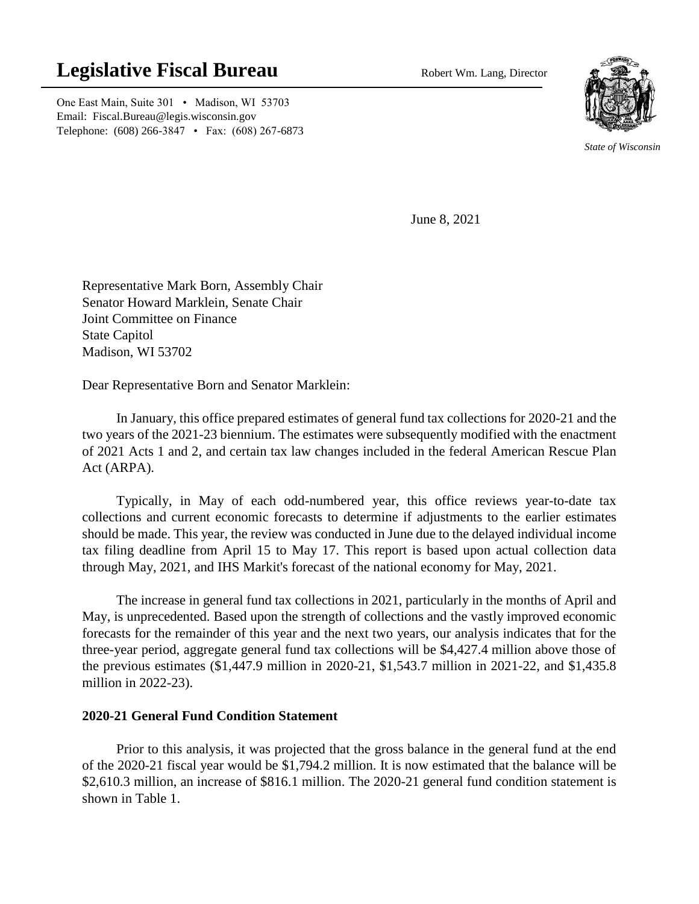# Legislative Fiscal Bureau

Robert Wm. Lang, Director

One East Main, Suite 301 • Madison, WI 53703
Email: Fiscal.Bureau@legis.wisconsin.gov
Telephone: (608) 266-3847 • Fax: (608) 267-6873

*State of Wisconsin*

June 8, 2021

Representative Mark Born, Assembly Chair
Senator Howard Marklein, Senate Chair
Joint Committee on Finance
State Capitol
Madison, WI 53702

Dear Representative Born and Senator Marklein:

In January, this office prepared estimates of general fund tax collections for 2020-21 and the two years of the 2021-23 biennium. The estimates were subsequently modified with the enactment of 2021 Acts 1 and 2, and certain tax law changes included in the federal American Rescue Plan Act (ARPA).

Typically, in May of each odd-numbered year, this office reviews year-to-date tax collections and current economic forecasts to determine if adjustments to the earlier estimates should be made. This year, the review was conducted in June due to the delayed individual income tax filing deadline from April 15 to May 17. This report is based upon actual collection data through May, 2021, and IHS Markit's forecast of the national economy for May, 2021.

The increase in general fund tax collections in 2021, particularly in the months of April and May, is unprecedented. Based upon the strength of collections and the vastly improved economic forecasts for the remainder of this year and the next two years, our analysis indicates that for the three-year period, aggregate general fund tax collections will be $4,427.4 million above those of the previous estimates ($1,447.9 million in 2020-21, $1,543.7 million in 2021-22, and $1,435.8 million in 2022-23).

**2020-21 General Fund Condition Statement**

Prior to this analysis, it was projected that the gross balance in the general fund at the end of the 2020-21 fiscal year would be $1,794.2 million. It is now estimated that the balance will be $2,610.3 million, an increase of $816.1 million. The 2020-21 general fund condition statement is shown in Table 1.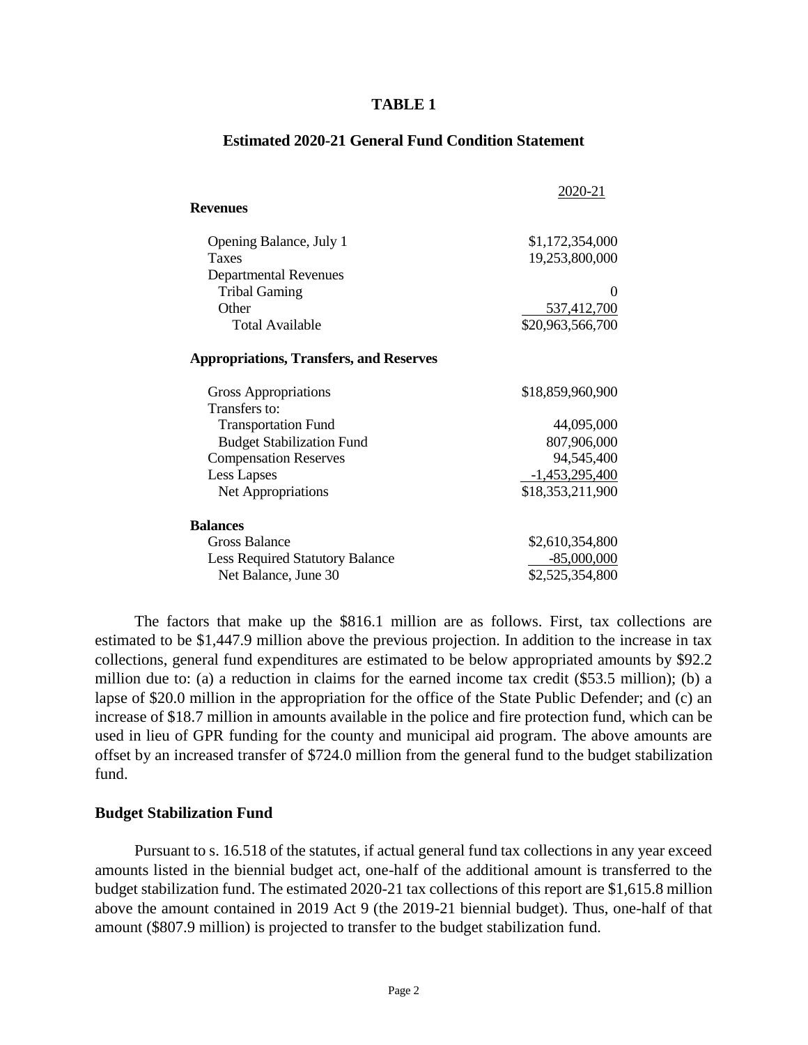**TABLE 1**

**Estimated 2020-21 General Fund Condition Statement**

| | 2020-21 |
|---|---|
| **Revenues** | |
| Opening Balance, July 1 | $1,172,354,000 |
| Taxes | 19,253,800,000 |
| Departmental Revenues | |
| Tribal Gaming | 0 |
| Other | 537,412,700 |
| Total Available | $20,963,566,700 |
| **Appropriations, Transfers, and Reserves** | |
| Gross Appropriations | $18,859,960,900 |
| Transfers to: | |
| Transportation Fund | 44,095,000 |
| Budget Stabilization Fund | 807,906,000 |
| Compensation Reserves | 94,545,400 |
| Less Lapses | -1,453,295,400 |
| Net Appropriations | $18,353,211,900 |
| **Balances** | |
| Gross Balance | $2,610,354,800 |
| Less Required Statutory Balance | -85,000,000 |
| Net Balance, June 30 | $2,525,354,800 |

The factors that make up the $816.1 million are as follows. First, tax collections are estimated to be $1,447.9 million above the previous projection. In addition to the increase in tax collections, general fund expenditures are estimated to be below appropriated amounts by $92.2 million due to: (a) a reduction in claims for the earned income tax credit ($53.5 million); (b) a lapse of $20.0 million in the appropriation for the office of the State Public Defender; and (c) an increase of $18.7 million in amounts available in the police and fire protection fund, which can be used in lieu of GPR funding for the county and municipal aid program. The above amounts are offset by an increased transfer of $724.0 million from the general fund to the budget stabilization fund.

## Budget Stabilization Fund

Pursuant to s. 16.518 of the statutes, if actual general fund tax collections in any year exceed amounts listed in the biennial budget act, one-half of the additional amount is transferred to the budget stabilization fund. The estimated 2020-21 tax collections of this report are $1,615.8 million above the amount contained in 2019 Act 9 (the 2019-21 biennial budget). Thus, one-half of that amount ($807.9 million) is projected to transfer to the budget stabilization fund.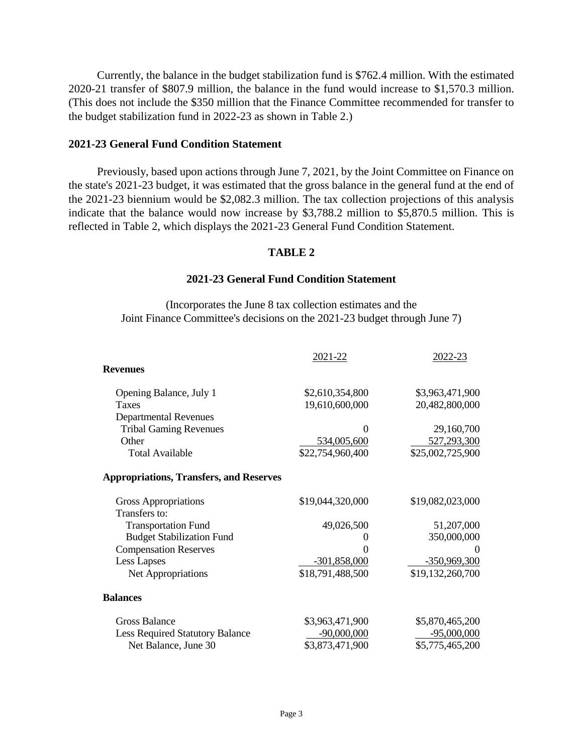Currently, the balance in the budget stabilization fund is $762.4 million. With the estimated 2020-21 transfer of $807.9 million, the balance in the fund would increase to $1,570.3 million. (This does not include the $350 million that the Finance Committee recommended for transfer to the budget stabilization fund in 2022-23 as shown in Table 2.)

### 2021-23 General Fund Condition Statement

Previously, based upon actions through June 7, 2021, by the Joint Committee on Finance on the state's 2021-23 budget, it was estimated that the gross balance in the general fund at the end of the 2021-23 biennium would be $2,082.3 million. The tax collection projections of this analysis indicate that the balance would now increase by $3,788.2 million to $5,870.5 million. This is reflected in Table 2, which displays the 2021-23 General Fund Condition Statement.

**TABLE 2**

**2021-23 General Fund Condition Statement**

(Incorporates the June 8 tax collection estimates and the Joint Finance Committee's decisions on the 2021-23 budget through June 7)

| | 2021-22 | 2022-23 |
|---|---|---|
| **Revenues** | | |
| Opening Balance, July 1 | $2,610,354,800 | $3,963,471,900 |
| Taxes | 19,610,600,000 | 20,482,800,000 |
| Departmental Revenues | | |
| Tribal Gaming Revenues | 0 | 29,160,700 |
| Other | 534,005,600 | 527,293,300 |
| Total Available | $22,754,960,400 | $25,002,725,900 |
| **Appropriations, Transfers, and Reserves** | | |
| Gross Appropriations | $19,044,320,000 | $19,082,023,000 |
| Transfers to: | | |
| Transportation Fund | 49,026,500 | 51,207,000 |
| Budget Stabilization Fund | 0 | 350,000,000 |
| Compensation Reserves | 0 | 0 |
| Less Lapses | -301,858,000 | -350,969,300 |
| Net Appropriations | $18,791,488,500 | $19,132,260,700 |
| **Balances** | | |
| Gross Balance | $3,963,471,900 | $5,870,465,200 |
| Less Required Statutory Balance | -90,000,000 | -95,000,000 |
| Net Balance, June 30 | $3,873,471,900 | $5,775,465,200 |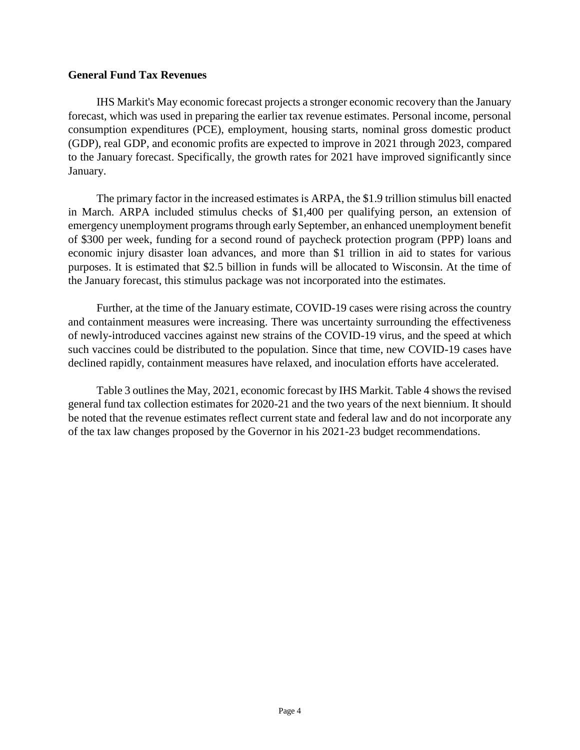**General Fund Tax Revenues**

IHS Markit's May economic forecast projects a stronger economic recovery than the January forecast, which was used in preparing the earlier tax revenue estimates. Personal income, personal consumption expenditures (PCE), employment, housing starts, nominal gross domestic product (GDP), real GDP, and economic profits are expected to improve in 2021 through 2023, compared to the January forecast. Specifically, the growth rates for 2021 have improved significantly since January.

The primary factor in the increased estimates is ARPA, the $1.9 trillion stimulus bill enacted in March. ARPA included stimulus checks of $1,400 per qualifying person, an extension of emergency unemployment programs through early September, an enhanced unemployment benefit of $300 per week, funding for a second round of paycheck protection program (PPP) loans and economic injury disaster loan advances, and more than $1 trillion in aid to states for various purposes. It is estimated that $2.5 billion in funds will be allocated to Wisconsin. At the time of the January forecast, this stimulus package was not incorporated into the estimates.

Further, at the time of the January estimate, COVID-19 cases were rising across the country and containment measures were increasing. There was uncertainty surrounding the effectiveness of newly-introduced vaccines against new strains of the COVID-19 virus, and the speed at which such vaccines could be distributed to the population. Since that time, new COVID-19 cases have declined rapidly, containment measures have relaxed, and inoculation efforts have accelerated.

Table 3 outlines the May, 2021, economic forecast by IHS Markit. Table 4 shows the revised general fund tax collection estimates for 2020-21 and the two years of the next biennium. It should be noted that the revenue estimates reflect current state and federal law and do not incorporate any of the tax law changes proposed by the Governor in his 2021-23 budget recommendations.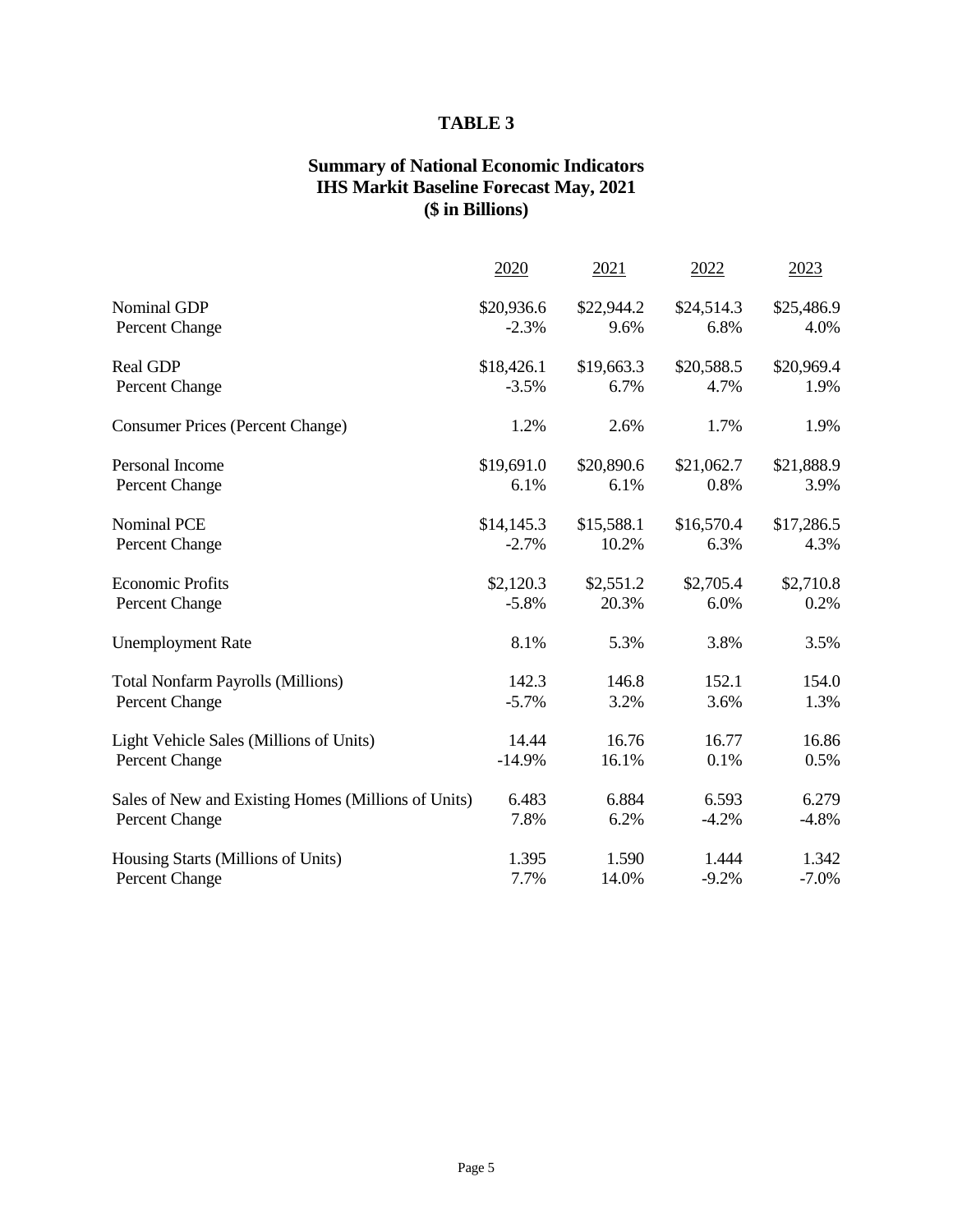# TABLE 3

## Summary of National Economic Indicators
## IHS Markit Baseline Forecast May, 2021
## ($ in Billions)

| | 2020 | 2021 | 2022 | 2023 |
|---|---|---|---|---|
| Nominal GDP | $20,936.6 | $22,944.2 | $24,514.3 | $25,486.9 |
| Percent Change | -2.3% | 9.6% | 6.8% | 4.0% |
| Real GDP | $18,426.1 | $19,663.3 | $20,588.5 | $20,969.4 |
| Percent Change | -3.5% | 6.7% | 4.7% | 1.9% |
| Consumer Prices (Percent Change) | 1.2% | 2.6% | 1.7% | 1.9% |
| Personal Income | $19,691.0 | $20,890.6 | $21,062.7 | $21,888.9 |
| Percent Change | 6.1% | 6.1% | 0.8% | 3.9% |
| Nominal PCE | $14,145.3 | $15,588.1 | $16,570.4 | $17,286.5 |
| Percent Change | -2.7% | 10.2% | 6.3% | 4.3% |
| Economic Profits | $2,120.3 | $2,551.2 | $2,705.4 | $2,710.8 |
| Percent Change | -5.8% | 20.3% | 6.0% | 0.2% |
| Unemployment Rate | 8.1% | 5.3% | 3.8% | 3.5% |
| Total Nonfarm Payrolls (Millions) | 142.3 | 146.8 | 152.1 | 154.0 |
| Percent Change | -5.7% | 3.2% | 3.6% | 1.3% |
| Light Vehicle Sales (Millions of Units) | 14.44 | 16.76 | 16.77 | 16.86 |
| Percent Change | -14.9% | 16.1% | 0.1% | 0.5% |
| Sales of New and Existing Homes (Millions of Units) | 6.483 | 6.884 | 6.593 | 6.279 |
| Percent Change | 7.8% | 6.2% | -4.2% | -4.8% |
| Housing Starts (Millions of Units) | 1.395 | 1.590 | 1.444 | 1.342 |
| Percent Change | 7.7% | 14.0% | -9.2% | -7.0% |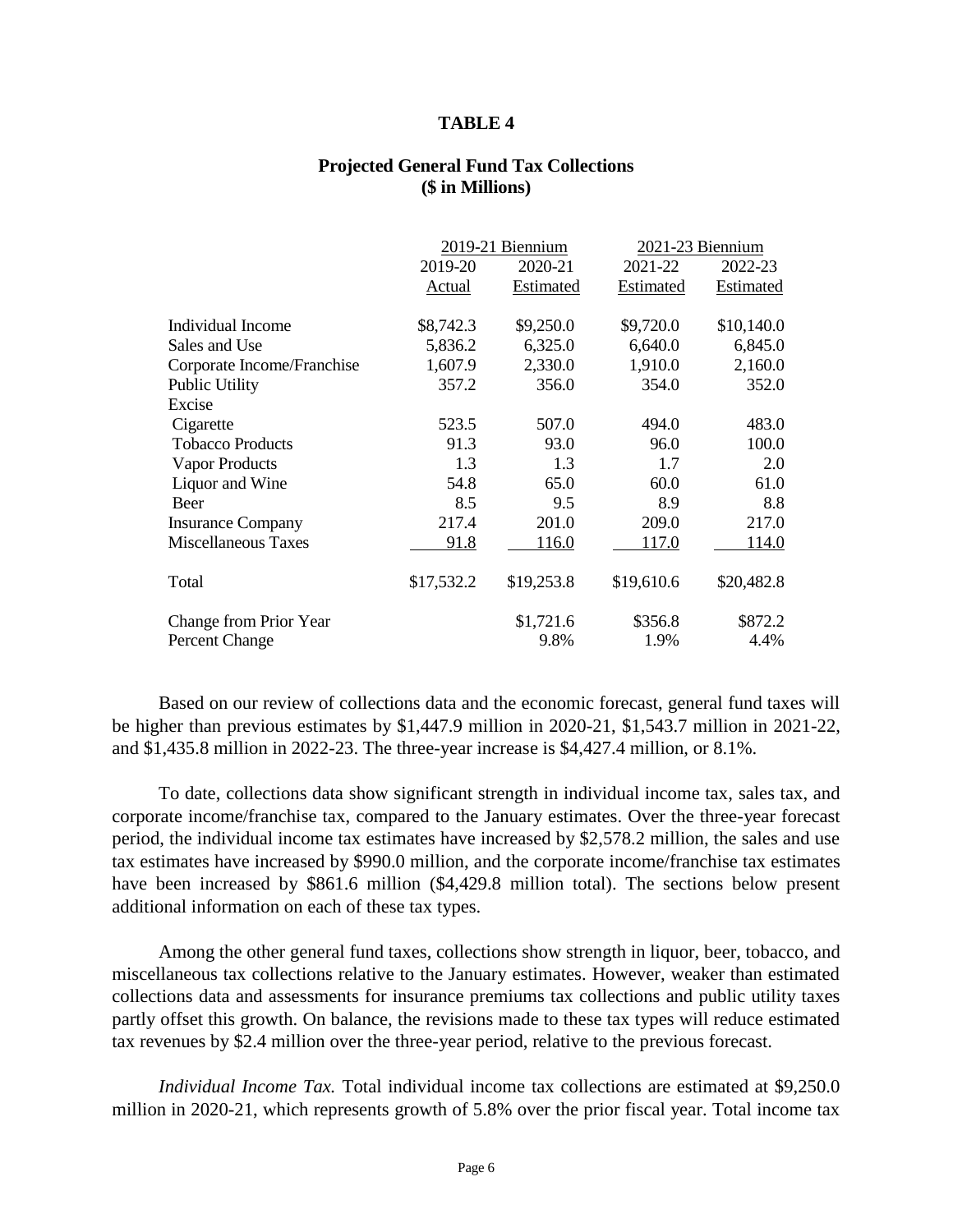**TABLE 4**

**Projected General Fund Tax Collections**
**($ in Millions)**

| | 2019-21 Biennium | | 2021-23 Biennium | |
|---|---|---|---|---|
| | 2019-20 Actual | 2020-21 Estimated | 2021-22 Estimated | 2022-23 Estimated |
| Individual Income | $8,742.3 | $9,250.0 | $9,720.0 | $10,140.0 |
| Sales and Use | 5,836.2 | 6,325.0 | 6,640.0 | 6,845.0 |
| Corporate Income/Franchise | 1,607.9 | 2,330.0 | 1,910.0 | 2,160.0 |
| Public Utility | 357.2 | 356.0 | 354.0 | 352.0 |
| Excise | | | | |
| Cigarette | 523.5 | 507.0 | 494.0 | 483.0 |
| Tobacco Products | 91.3 | 93.0 | 96.0 | 100.0 |
| Vapor Products | 1.3 | 1.3 | 1.7 | 2.0 |
| Liquor and Wine | 54.8 | 65.0 | 60.0 | 61.0 |
| Beer | 8.5 | 9.5 | 8.9 | 8.8 |
| Insurance Company | 217.4 | 201.0 | 209.0 | 217.0 |
| Miscellaneous Taxes | 91.8 | 116.0 | 117.0 | 114.0 |
| Total | $17,532.2 | $19,253.8 | $19,610.6 | $20,482.8 |
| Change from Prior Year | | $1,721.6 | $356.8 | $872.2 |
| Percent Change | | 9.8% | 1.9% | 4.4% |

Based on our review of collections data and the economic forecast, general fund taxes will be higher than previous estimates by $1,447.9 million in 2020-21, $1,543.7 million in 2021-22, and $1,435.8 million in 2022-23. The three-year increase is $4,427.4 million, or 8.1%.

To date, collections data show significant strength in individual income tax, sales tax, and corporate income/franchise tax, compared to the January estimates. Over the three-year forecast period, the individual income tax estimates have increased by $2,578.2 million, the sales and use tax estimates have increased by $990.0 million, and the corporate income/franchise tax estimates have been increased by $861.6 million ($4,429.8 million total). The sections below present additional information on each of these tax types.

Among the other general fund taxes, collections show strength in liquor, beer, tobacco, and miscellaneous tax collections relative to the January estimates. However, weaker than estimated collections data and assessments for insurance premiums tax collections and public utility taxes partly offset this growth. On balance, the revisions made to these tax types will reduce estimated tax revenues by $2.4 million over the three-year period, relative to the previous forecast.

*Individual Income Tax.* Total individual income tax collections are estimated at $9,250.0 million in 2020-21, which represents growth of 5.8% over the prior fiscal year. Total income tax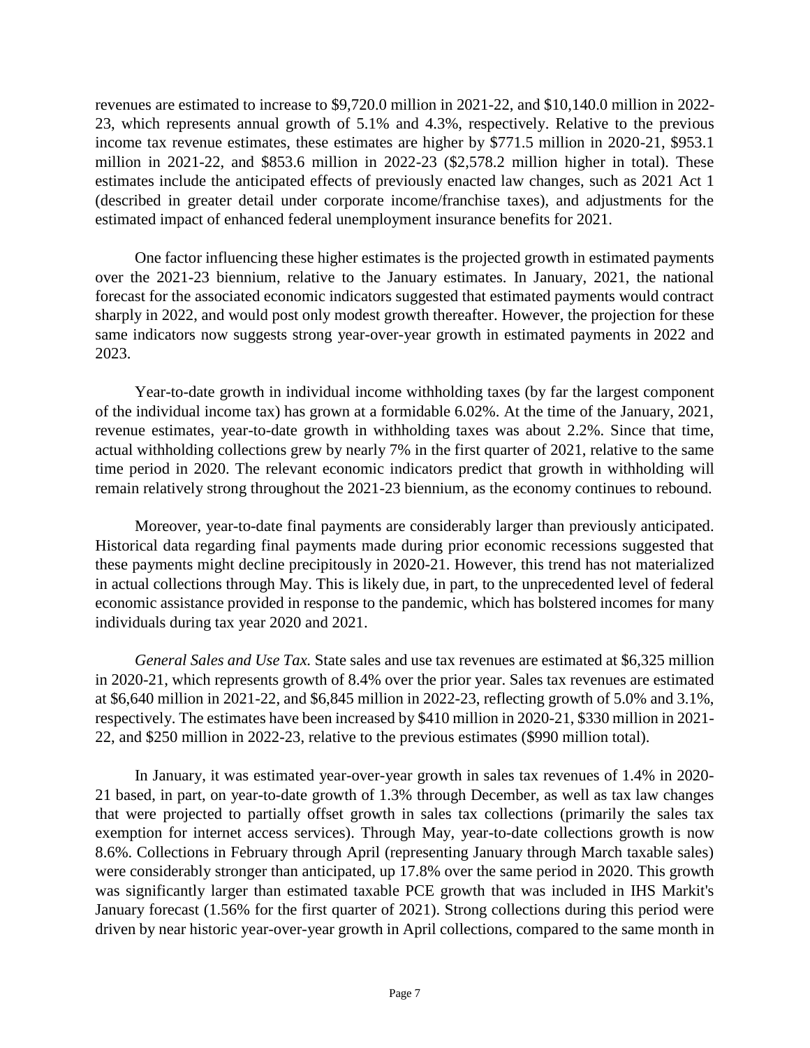revenues are estimated to increase to $9,720.0 million in 2021-22, and $10,140.0 million in 2022-23, which represents annual growth of 5.1% and 4.3%, respectively. Relative to the previous income tax revenue estimates, these estimates are higher by $771.5 million in 2020-21, $953.1 million in 2021-22, and $853.6 million in 2022-23 ($2,578.2 million higher in total). These estimates include the anticipated effects of previously enacted law changes, such as 2021 Act 1 (described in greater detail under corporate income/franchise taxes), and adjustments for the estimated impact of enhanced federal unemployment insurance benefits for 2021.

One factor influencing these higher estimates is the projected growth in estimated payments over the 2021-23 biennium, relative to the January estimates. In January, 2021, the national forecast for the associated economic indicators suggested that estimated payments would contract sharply in 2022, and would post only modest growth thereafter. However, the projection for these same indicators now suggests strong year-over-year growth in estimated payments in 2022 and 2023.

Year-to-date growth in individual income withholding taxes (by far the largest component of the individual income tax) has grown at a formidable 6.02%. At the time of the January, 2021, revenue estimates, year-to-date growth in withholding taxes was about 2.2%. Since that time, actual withholding collections grew by nearly 7% in the first quarter of 2021, relative to the same time period in 2020. The relevant economic indicators predict that growth in withholding will remain relatively strong throughout the 2021-23 biennium, as the economy continues to rebound.

Moreover, year-to-date final payments are considerably larger than previously anticipated. Historical data regarding final payments made during prior economic recessions suggested that these payments might decline precipitously in 2020-21. However, this trend has not materialized in actual collections through May. This is likely due, in part, to the unprecedented level of federal economic assistance provided in response to the pandemic, which has bolstered incomes for many individuals during tax year 2020 and 2021.

*General Sales and Use Tax.* State sales and use tax revenues are estimated at $6,325 million in 2020-21, which represents growth of 8.4% over the prior year. Sales tax revenues are estimated at $6,640 million in 2021-22, and $6,845 million in 2022-23, reflecting growth of 5.0% and 3.1%, respectively. The estimates have been increased by $410 million in 2020-21, $330 million in 2021-22, and $250 million in 2022-23, relative to the previous estimates ($990 million total).

In January, it was estimated year-over-year growth in sales tax revenues of 1.4% in 2020-21 based, in part, on year-to-date growth of 1.3% through December, as well as tax law changes that were projected to partially offset growth in sales tax collections (primarily the sales tax exemption for internet access services). Through May, year-to-date collections growth is now 8.6%. Collections in February through April (representing January through March taxable sales) were considerably stronger than anticipated, up 17.8% over the same period in 2020. This growth was significantly larger than estimated taxable PCE growth that was included in IHS Markit's January forecast (1.56% for the first quarter of 2021). Strong collections during this period were driven by near historic year-over-year growth in April collections, compared to the same month in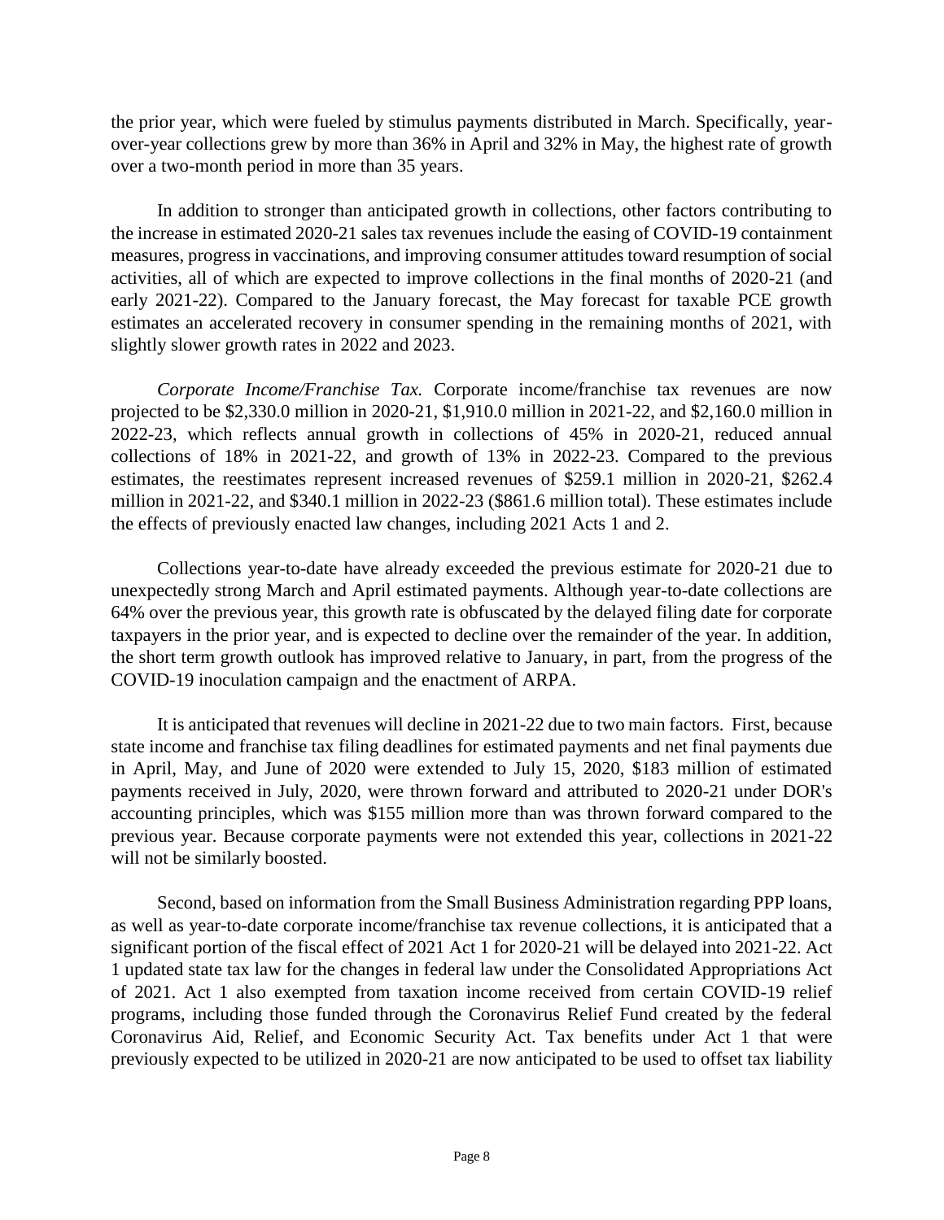the prior year, which were fueled by stimulus payments distributed in March. Specifically, year-over-year collections grew by more than 36% in April and 32% in May, the highest rate of growth over a two-month period in more than 35 years.

In addition to stronger than anticipated growth in collections, other factors contributing to the increase in estimated 2020-21 sales tax revenues include the easing of COVID-19 containment measures, progress in vaccinations, and improving consumer attitudes toward resumption of social activities, all of which are expected to improve collections in the final months of 2020-21 (and early 2021-22). Compared to the January forecast, the May forecast for taxable PCE growth estimates an accelerated recovery in consumer spending in the remaining months of 2021, with slightly slower growth rates in 2022 and 2023.

*Corporate Income/Franchise Tax.* Corporate income/franchise tax revenues are now projected to be $2,330.0 million in 2020-21, $1,910.0 million in 2021-22, and $2,160.0 million in 2022-23, which reflects annual growth in collections of 45% in 2020-21, reduced annual collections of 18% in 2021-22, and growth of 13% in 2022-23. Compared to the previous estimates, the reestimates represent increased revenues of $259.1 million in 2020-21, $262.4 million in 2021-22, and $340.1 million in 2022-23 ($861.6 million total). These estimates include the effects of previously enacted law changes, including 2021 Acts 1 and 2.

Collections year-to-date have already exceeded the previous estimate for 2020-21 due to unexpectedly strong March and April estimated payments. Although year-to-date collections are 64% over the previous year, this growth rate is obfuscated by the delayed filing date for corporate taxpayers in the prior year, and is expected to decline over the remainder of the year. In addition, the short term growth outlook has improved relative to January, in part, from the progress of the COVID-19 inoculation campaign and the enactment of ARPA.

It is anticipated that revenues will decline in 2021-22 due to two main factors. First, because state income and franchise tax filing deadlines for estimated payments and net final payments due in April, May, and June of 2020 were extended to July 15, 2020, $183 million of estimated payments received in July, 2020, were thrown forward and attributed to 2020-21 under DOR's accounting principles, which was $155 million more than was thrown forward compared to the previous year. Because corporate payments were not extended this year, collections in 2021-22 will not be similarly boosted.

Second, based on information from the Small Business Administration regarding PPP loans, as well as year-to-date corporate income/franchise tax revenue collections, it is anticipated that a significant portion of the fiscal effect of 2021 Act 1 for 2020-21 will be delayed into 2021-22. Act 1 updated state tax law for the changes in federal law under the Consolidated Appropriations Act of 2021. Act 1 also exempted from taxation income received from certain COVID-19 relief programs, including those funded through the Coronavirus Relief Fund created by the federal Coronavirus Aid, Relief, and Economic Security Act. Tax benefits under Act 1 that were previously expected to be utilized in 2020-21 are now anticipated to be used to offset tax liability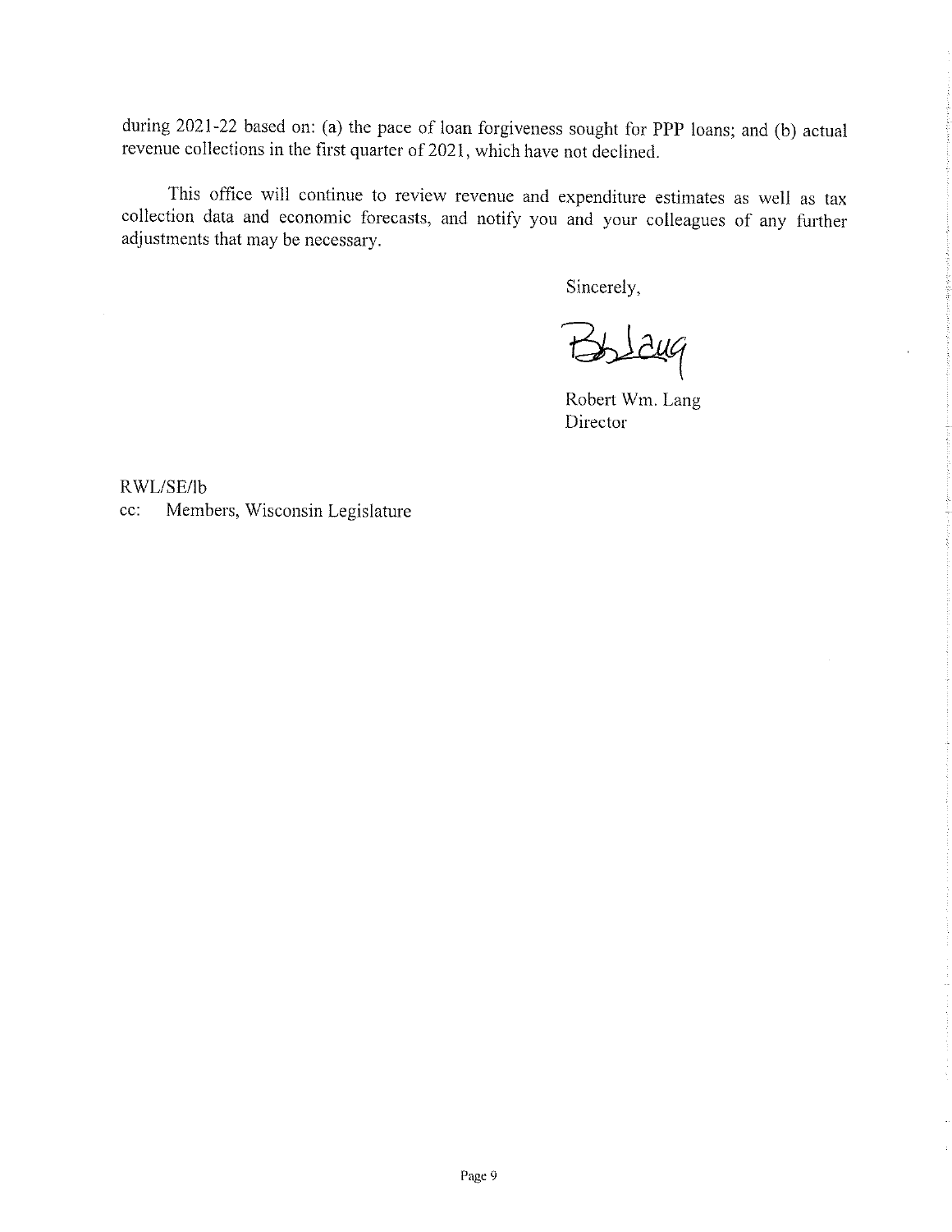during 2021-22 based on: (a) the pace of loan forgiveness sought for PPP loans; and (b) actual revenue collections in the first quarter of 2021, which have not declined.

This office will continue to review revenue and expenditure estimates as well as tax collection data and economic forecasts, and notify you and your colleagues of any further adjustments that may be necessary.

Sincerely,

Robert Wm. Lang
Director

RWL/SE/lb
cc: Members, Wisconsin Legislature